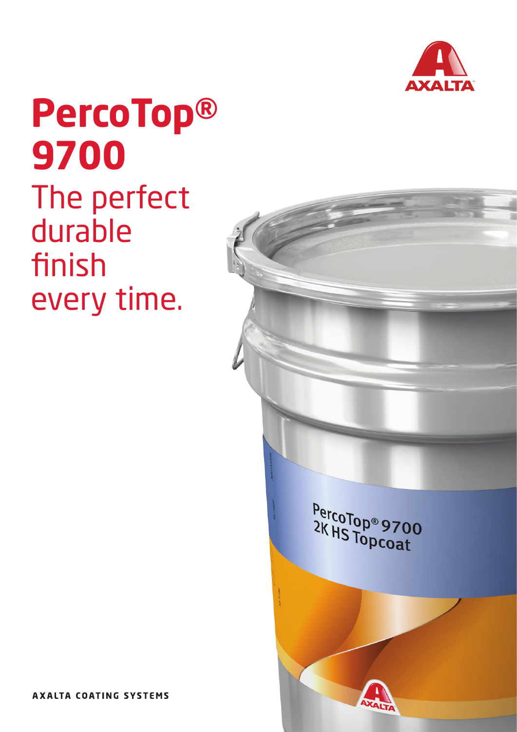# PercoTop® 9700

The perfect durable finish every time.

AXALTA COATING SYSTEMS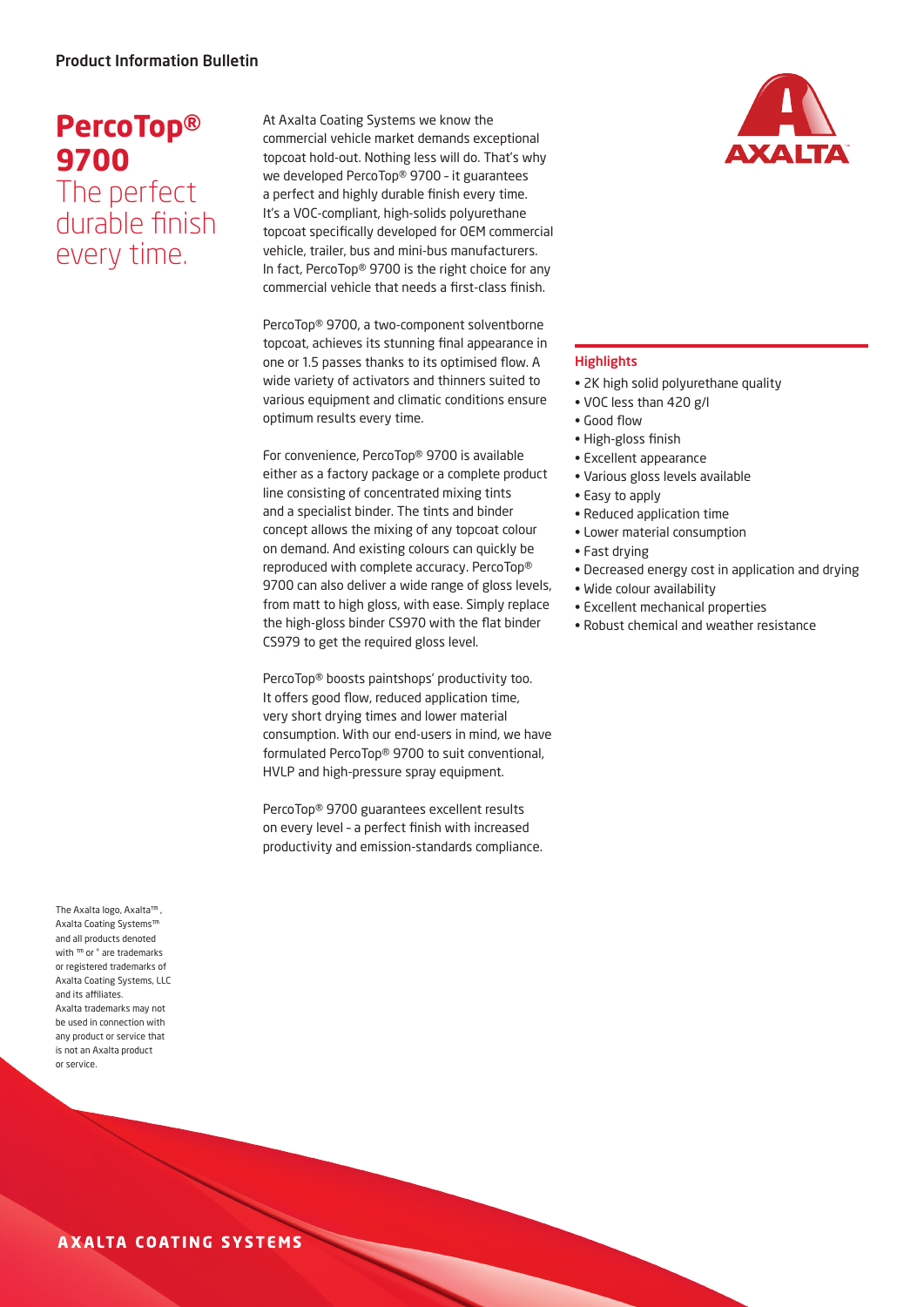Product Information Bulletin

# PercoTop® 9700

## The perfect durable finish every time.

At Axalta Coating Systems we know the commercial vehicle market demands exceptional topcoat hold-out. Nothing less will do. That's why we developed PercoTop® 9700 – it guarantees a perfect and highly durable finish every time. It's a VOC-compliant, high-solids polyurethane topcoat specifically developed for OEM commercial vehicle, trailer, bus and mini-bus manufacturers. In fact, PercoTop® 9700 is the right choice for any commercial vehicle that needs a first-class finish.

PercoTop® 9700, a two-component solventborne topcoat, achieves its stunning final appearance in one or 1.5 passes thanks to its optimised flow. A wide variety of activators and thinners suited to various equipment and climatic conditions ensure optimum results every time.

For convenience, PercoTop® 9700 is available either as a factory package or a complete product line consisting of concentrated mixing tints and a specialist binder. The tints and binder concept allows the mixing of any topcoat colour on demand. And existing colours can quickly be reproduced with complete accuracy. PercoTop® 9700 can also deliver a wide range of gloss levels, from matt to high gloss, with ease. Simply replace the high-gloss binder CS970 with the flat binder CS979 to get the required gloss level.

PercoTop® boosts paintshops' productivity too. It offers good flow, reduced application time, very short drying times and lower material consumption. With our end-users in mind, we have formulated PercoTop® 9700 to suit conventional, HVLP and high-pressure spray equipment.

PercoTop® 9700 guarantees excellent results on every level – a perfect finish with increased productivity and emission-standards compliance.

### Highlights

- 2K high solid polyurethane quality
- VOC less than 420 g/l
- Good flow
- High-gloss finish
- Excellent appearance
- Various gloss levels available
- Easy to apply
- Reduced application time
- Lower material consumption
- Fast drying
- Decreased energy cost in application and drying
- Wide colour availability
- Excellent mechanical properties
- Robust chemical and weather resistance

The Axalta logo, Axalta™, Axalta Coating Systems™ and all products denoted with ™ or ® are trademarks or registered trademarks of Axalta Coating Systems, LLC and its affiliates. Axalta trademarks may not be used in connection with any product or service that is not an Axalta product or service.

AXALTA COATING SYSTEMS